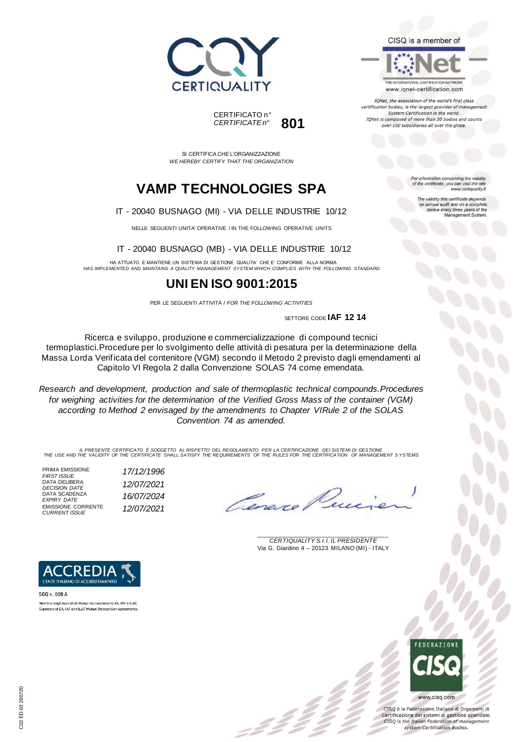CERTIQUALITY

CISQ is a member of

IQNet

THE INTERNATIONAL CERTIFICATION NETWORK
www.iqnet-certification.com

*IQNet, the association of the world's first class certification bodies, is the largest provider of management System Certification in the world. IQNet is composed of more than 30 bodies and counts over 150 subsidiaries all over the globe.*

CERTIFICATO n°
*CERTIFICATE n°* **801**

SI CERTIFICA CHE L'ORGANIZZAZIONE
*WE HEREBY CERTIFY THAT THE ORGANIZATION*

# VAMP TECHNOLOGIES SPA

IT - 20040 BUSNAGO (MI) - VIA DELLE INDUSTRIE 10/12

NELLE SEGUENTI UNITA' OPERATIVE / IN THE FOLLOWING OPERATIVE UNITS

IT - 20040 BUSNAGO (MB) - VIA DELLE INDUSTRIE 10/12

HA ATTUATO E MANTIENE UN SISTEMA DI GESTIONE QUALITA' CHE E' CONFORME ALLA NORMA
*HAS IMPLEMENTED AND MAINTAINS A QUALITY MANAGEMENT SYSTEM WHICH COMPLIES WITH THE FOLLOWING STANDARD*

# UNI EN ISO 9001:2015

PER LE SEGUENTI ATTIVITÀ / *FOR THE FOLLOWING ACTIVITIES*

SETTORE CODE **IAF 12 14**

Ricerca e sviluppo, produzione e commercializzazione di compound tecnici termoplastici.Procedure per lo svolgimento delle attività di pesatura per la determinazione della Massa Lorda Verificata del contenitore (VGM) secondo il Metodo 2 previsto dagli emendamenti al Capitolo VI Regola 2 dalla Convenzione SOLAS 74 come emendata.

*Research and development, production and sale of thermoplastic technical compounds.Procedures for weighing activities for the determination of the Verified Gross Mass of the container (VGM) according to Method 2 envisaged by the amendments to Chapter VIRule 2 of the SOLAS Convention 74 as amended.*

*For information concerning the validity of the certificate, you can visit the site www.certiquality.it*

*The validity this certificate depends on annual audit and on a complete review every three years of the Management System.*

IL PRESENTE CERTIFICATO È SOGGETTO AL RISPETTO DEL REGOLAMENTO PER LA CERTIFICAZIONE DEI SISTEMI DI GESTIONE
*THE USE AND THE VALIDITY OF THE CERTIFICATE SHALL SATISFY THE REQUIREMENTS OF THE RULES FOR THE CERTIFICATION OF MANAGEMENT SYSTEMS*

| | |
|---|---|
| PRIMA EMISSIONE *FIRST ISSUE* | *17/12/1996* |
| DATA DELIBERA *DECISION DATE* | *12/07/2021* |
| DATA SCADENZA *EXPIRY DATE* | *16/07/2024* |
| EMISSIONE CORRENTE *CURRENT ISSUE* | *12/07/2021* |

*CERTIQUALITY S.r.l. IL PRESIDENTE*
Via G. Giardino 4 – 20123 MILANO (MI) - ITALY

ACCREDIA
L'ENTE ITALIANO DI ACCREDITAMENTO

SGQ n. 008 A

Membro degli Accordi di Mutuo riconoscimento EA, IAF e ILAC.
Signatory of EA, IAF and ILAC Mutual Recognition Agreements.

FEDERAZIONE CISQ

www.cisq.com

CISQ è la Federazione Italiana di Organismi di Certificazione dei sistemi di gestione aziendale.
*CISQ is the Italian Federation of management system Certification Bodies.*

C02 ED 02 200720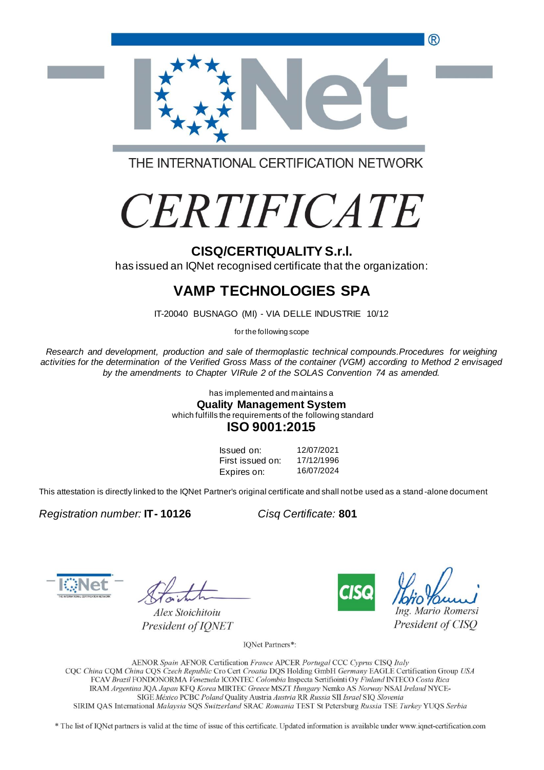THE INTERNATIONAL CERTIFICATION NETWORK

# CERTIFICATE

## CISQ/CERTIQUALITY S.r.l.

has issued an IQNet recognised certificate that the organization:

## VAMP TECHNOLOGIES SPA

IT-20040 BUSNAGO (MI) - VIA DELLE INDUSTRIE 10/12

for the following scope

*Research and development, production and sale of thermoplastic technical compounds.Procedures for weighing activities for the determination of the Verified Gross Mass of the container (VGM) according to Method 2 envisaged by the amendments to Chapter VIRule 2 of the SOLAS Convention 74 as amended.*

has implemented and maintains a

**Quality Management System**

which fulfills the requirements of the following standard

**ISO 9001:2015**

| | |
|---|---|
| Issued on: | 12/07/2021 |
| First issued on: | 17/12/1996 |
| Expires on: | 16/07/2024 |

This attestation is directly linked to the IQNet Partner's original certificate and shall not be used as a stand-alone document

*Registration number:* **IT - 10126** *Cisq Certificate:* **801**

*Alex Stoichitoiu*
*President of IQNET*

*Ing. Mario Romersi*
*President of CISQ*

IQNet Partners*:

AENOR *Spain* AFNOR Certification *France* APCER *Portugal* CCC *Cyprus* CISQ *Italy*
CQC *China* CQM *China* CQS *Czech Republic* Cro Cert *Croatia* DQS Holding GmbH *Germany* EAGLE Certification Group *USA*
FCAV *Brazil* FONDONORMA *Venezuela* ICONTEC *Colombia* Inspecta Sertifiointi Oy *Finland* INTECO *Costa Rica*
IRAM *Argentina* JQA *Japan* KFQ *Korea* MIRTEC *Greece* MSZT *Hungary* Nemko AS *Norway* NSAI *Ireland* NYCE-SIGE *México* PCBC *Poland* Quality Austria *Austria* RR *Russia* SII *Israel* SIQ *Slovenia*
SIRIM QAS International *Malaysia* SQS *Switzerland* SRAC *Romania* TEST St Petersburg *Russia* TSE *Turkey* YUQS *Serbia*

* The list of IQNet partners is valid at the time of issue of this certificate. Updated information is available under www.iqnet-certification.com